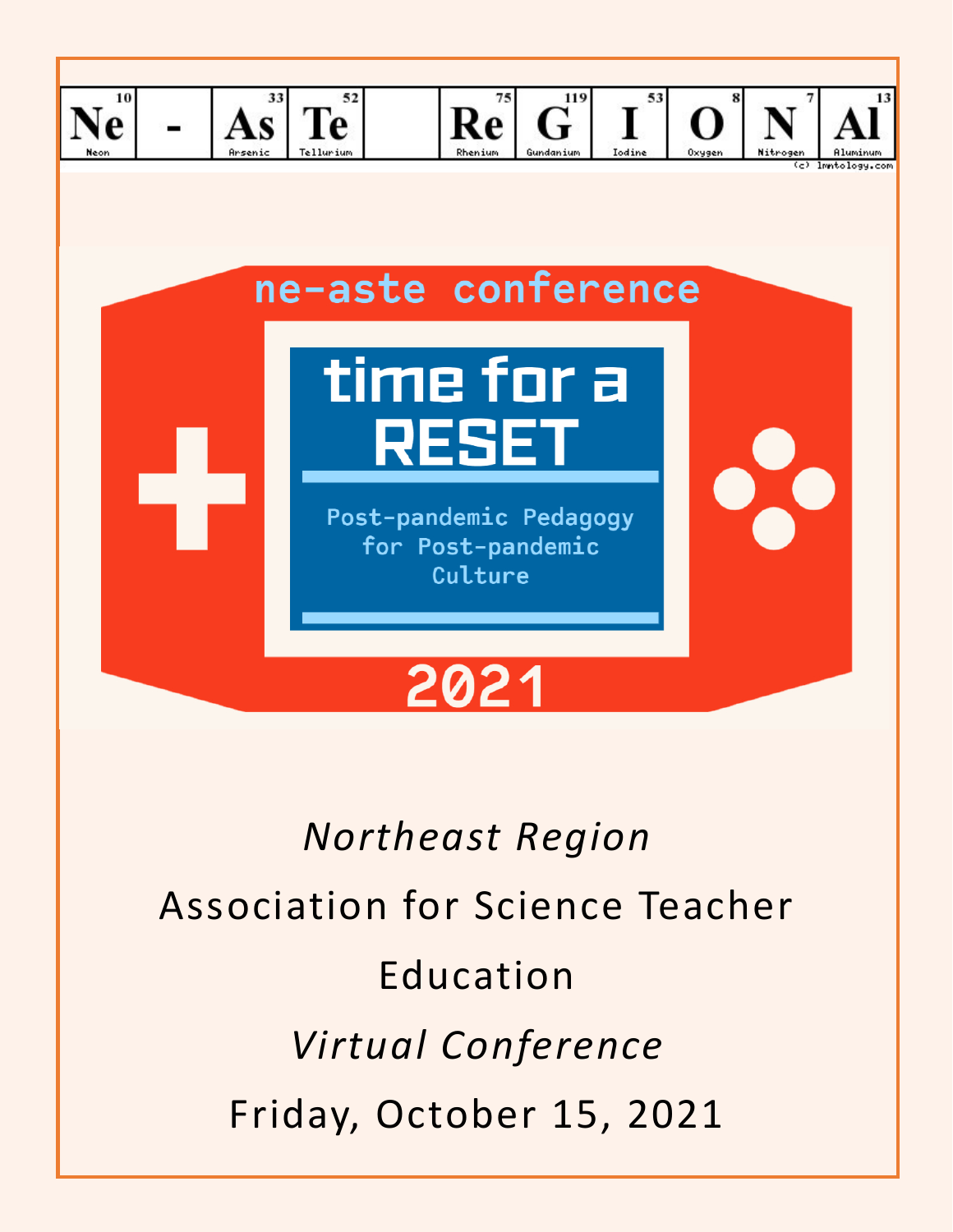| Ne 10 Neon | - | As 33 Arsenic | Te 52 Tellurium | | Re 75 Rhenium | G 119 Gundanium | I 53 Iodine | O 8 Oxygen | N 7 Nitrogen | Al 13 Aluminum |
|---|---|---|---|---|---|---|---|---|---|---|

(c) lmntology.com

ne-aste conference

# time for a RESET

Post-pandemic Pedagogy for Post-pandemic Culture

2021

*Northeast Region*

Association for Science Teacher Education

*Virtual Conference*

Friday, October 15, 2021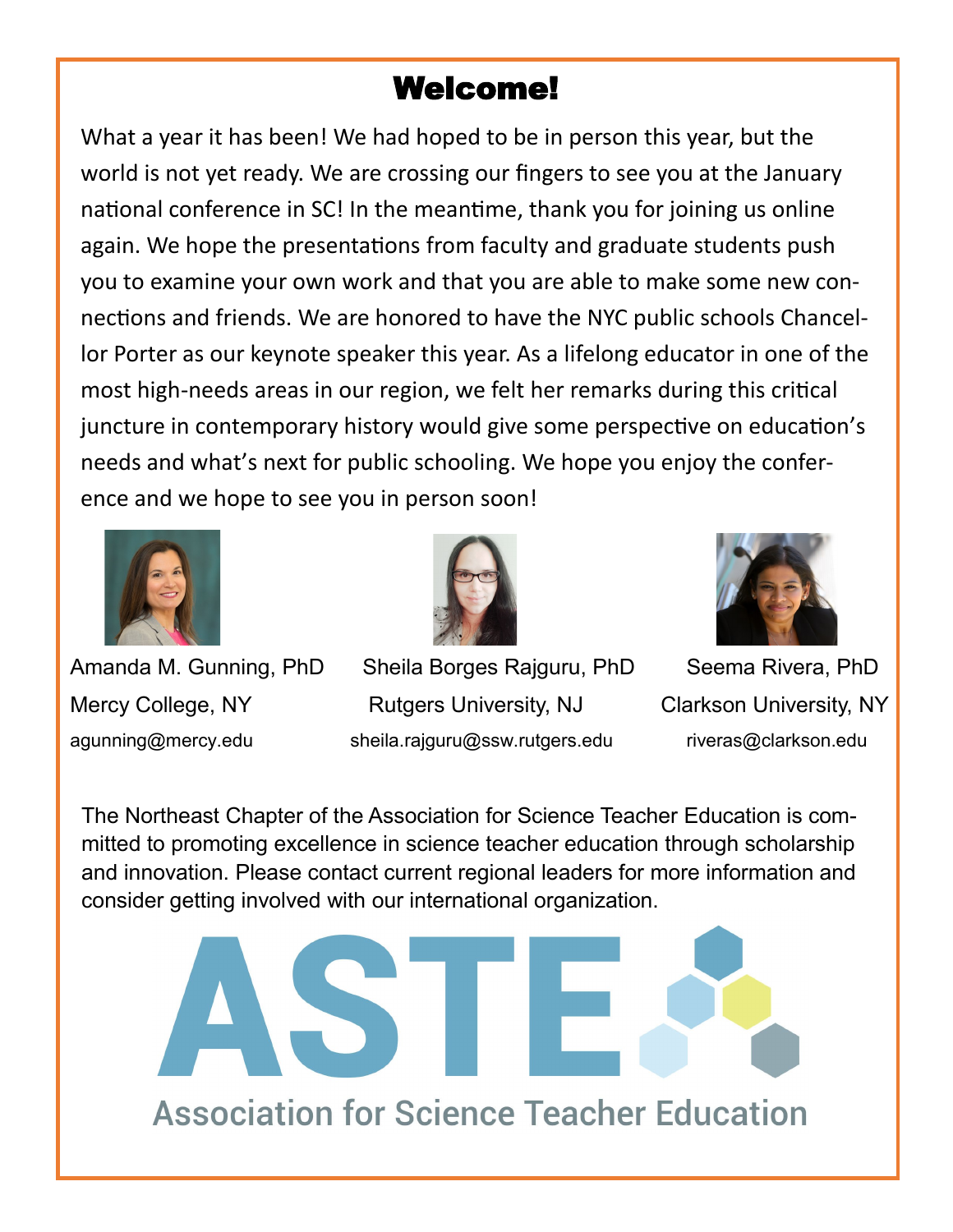# Welcome!

What a year it has been! We had hoped to be in person this year, but the world is not yet ready. We are crossing our fingers to see you at the January national conference in SC! In the meantime, thank you for joining us online again. We hope the presentations from faculty and graduate students push you to examine your own work and that you are able to make some new connections and friends. We are honored to have the NYC public schools Chancellor Porter as our keynote speaker this year. As a lifelong educator in one of the most high-needs areas in our region, we felt her remarks during this critical juncture in contemporary history would give some perspective on education's needs and what's next for public schooling. We hope you enjoy the conference and we hope to see you in person soon!

Amanda M. Gunning, PhD
Mercy College, NY
agunning@mercy.edu

Sheila Borges Rajguru, PhD
Rutgers University, NJ
sheila.rajguru@ssw.rutgers.edu

Seema Rivera, PhD
Clarkson University, NY
riveras@clarkson.edu

The Northeast Chapter of the Association for Science Teacher Education is committed to promoting excellence in science teacher education through scholarship and innovation. Please contact current regional leaders for more information and consider getting involved with our international organization.

ASTE

Association for Science Teacher Education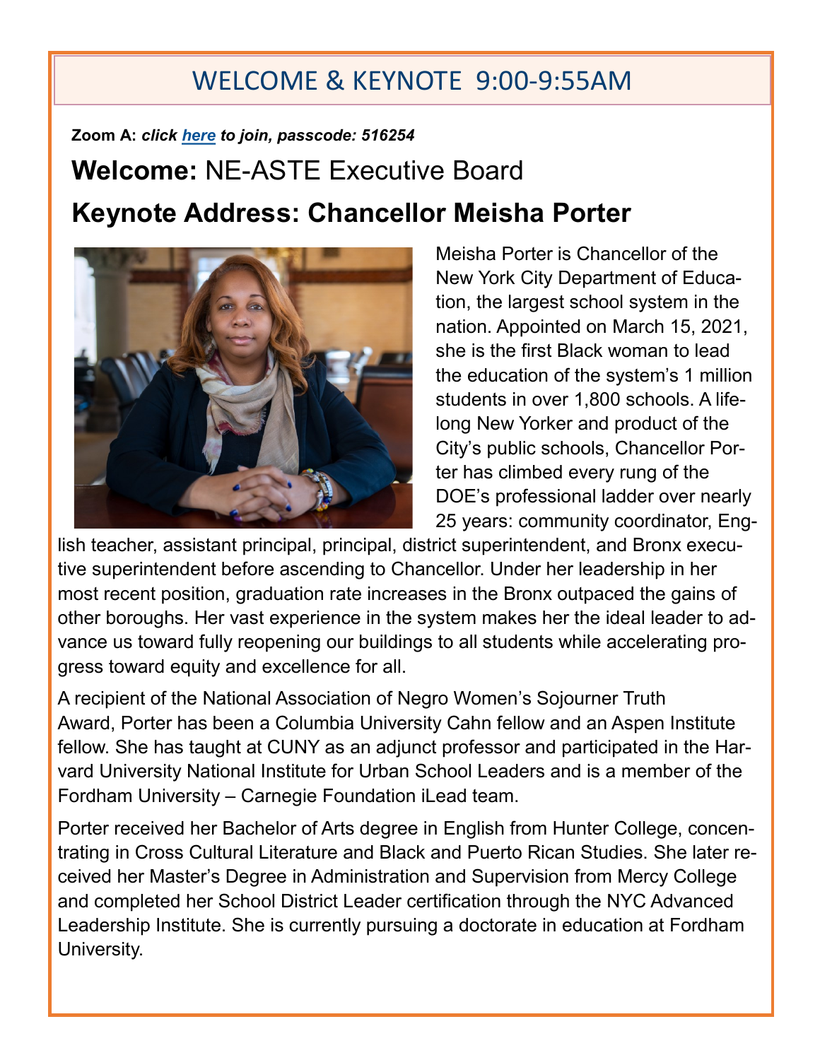# WELCOME & KEYNOTE 9:00-9:55AM

**Zoom A:** ***click here to join, passcode: 516254***

## **Welcome:** NE-ASTE Executive Board

## Keynote Address: Chancellor Meisha Porter

Meisha Porter is Chancellor of the New York City Department of Education, the largest school system in the nation. Appointed on March 15, 2021, she is the first Black woman to lead the education of the system's 1 million students in over 1,800 schools. A lifelong New Yorker and product of the City's public schools, Chancellor Porter has climbed every rung of the DOE's professional ladder over nearly 25 years: community coordinator, English teacher, assistant principal, principal, district superintendent, and Bronx executive superintendent before ascending to Chancellor. Under her leadership in her most recent position, graduation rate increases in the Bronx outpaced the gains of other boroughs. Her vast experience in the system makes her the ideal leader to advance us toward fully reopening our buildings to all students while accelerating progress toward equity and excellence for all.

A recipient of the National Association of Negro Women's Sojourner Truth Award, Porter has been a Columbia University Cahn fellow and an Aspen Institute fellow. She has taught at CUNY as an adjunct professor and participated in the Harvard University National Institute for Urban School Leaders and is a member of the Fordham University – Carnegie Foundation iLead team.

Porter received her Bachelor of Arts degree in English from Hunter College, concentrating in Cross Cultural Literature and Black and Puerto Rican Studies. She later received her Master's Degree in Administration and Supervision from Mercy College and completed her School District Leader certification through the NYC Advanced Leadership Institute. She is currently pursuing a doctorate in education at Fordham University.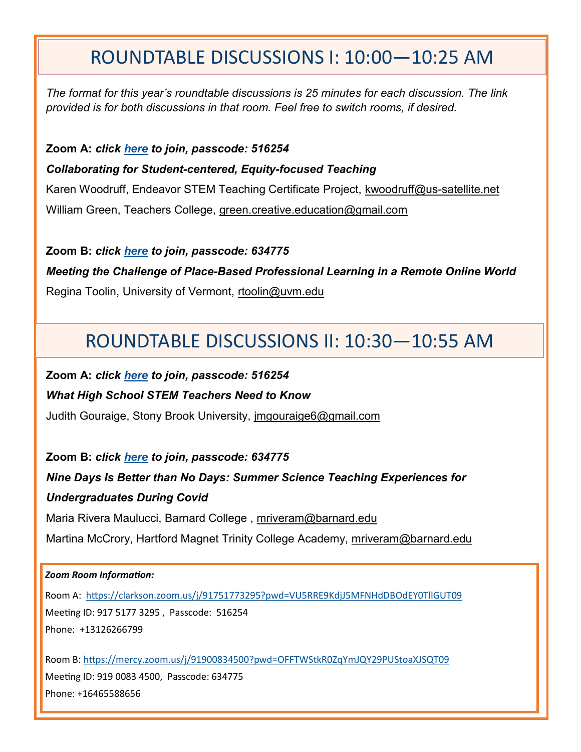# ROUNDTABLE DISCUSSIONS I: 10:00—10:25 AM

*The format for this year's roundtable discussions is 25 minutes for each discussion. The link provided is for both discussions in that room. Feel free to switch rooms, if desired.*

**Zoom A:** ***click here to join, passcode: 516254***

***Collaborating for Student-centered, Equity-focused Teaching***

Karen Woodruff, Endeavor STEM Teaching Certificate Project, kwoodruff@us-satellite.net

William Green, Teachers College, green.creative.education@gmail.com

**Zoom B:** ***click here to join, passcode: 634775***

***Meeting the Challenge of Place-Based Professional Learning in a Remote Online World***

Regina Toolin, University of Vermont, rtoolin@uvm.edu

# ROUNDTABLE DISCUSSIONS II: 10:30—10:55 AM

**Zoom A:** ***click here to join, passcode: 516254***

***What High School STEM Teachers Need to Know***

Judith Gouraige, Stony Brook University, jmgouraige6@gmail.com

**Zoom B:** ***click here to join, passcode: 634775***

***Nine Days Is Better than No Days: Summer Science Teaching Experiences for Undergraduates During Covid***

Maria Rivera Maulucci, Barnard College , mriveram@barnard.edu

Martina McCrory, Hartford Magnet Trinity College Academy, mriveram@barnard.edu

***Zoom Room Information:***

Room A: https://clarkson.zoom.us/j/91751773295?pwd=VU5RRE9KdjJ5MFNHdDBOdEY0TllGUT09

Meeting ID: 917 5177 3295 , Passcode: 516254

Phone: +13126266799

Room B: https://mercy.zoom.us/j/91900834500?pwd=OFFTWStkR0ZqYmJQY29PUStoaXJSQT09

Meeting ID: 919 0083 4500, Passcode: 634775

Phone: +16465588656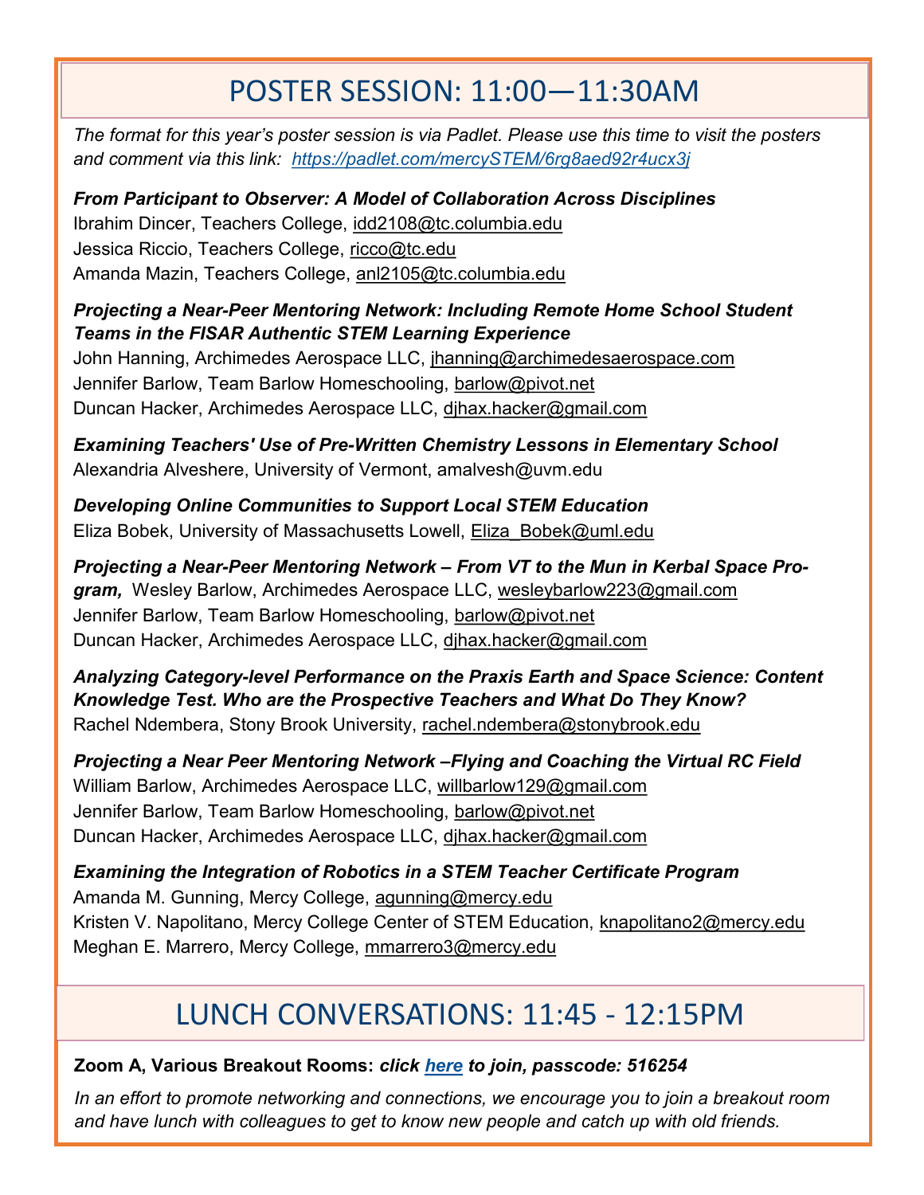# POSTER SESSION: 11:00—11:30AM

*The format for this year's poster session is via Padlet. Please use this time to visit the posters and comment via this link: https://padlet.com/mercySTEM/6rg8aed92r4ucx3j*

***From Participant to Observer: A Model of Collaboration Across Disciplines***
Ibrahim Dincer, Teachers College, idd2108@tc.columbia.edu
Jessica Riccio, Teachers College, ricco@tc.edu
Amanda Mazin, Teachers College, anl2105@tc.columbia.edu

***Projecting a Near-Peer Mentoring Network: Including Remote Home School Student Teams in the FISAR Authentic STEM Learning Experience***
John Hanning, Archimedes Aerospace LLC, jhanning@archimedesaerospace.com
Jennifer Barlow, Team Barlow Homeschooling, barlow@pivot.net
Duncan Hacker, Archimedes Aerospace LLC, djhax.hacker@gmail.com

***Examining Teachers' Use of Pre-Written Chemistry Lessons in Elementary School***
Alexandria Alveshere, University of Vermont, amalvesh@uvm.edu

***Developing Online Communities to Support Local STEM Education***
Eliza Bobek, University of Massachusetts Lowell, Eliza_Bobek@uml.edu

***Projecting a Near-Peer Mentoring Network – From VT to the Mun in Kerbal Space Program,*** Wesley Barlow, Archimedes Aerospace LLC, wesleybarlow223@gmail.com
Jennifer Barlow, Team Barlow Homeschooling, barlow@pivot.net
Duncan Hacker, Archimedes Aerospace LLC, djhax.hacker@gmail.com

***Analyzing Category-level Performance on the Praxis Earth and Space Science: Content Knowledge Test. Who are the Prospective Teachers and What Do They Know?***
Rachel Ndembera, Stony Brook University, rachel.ndembera@stonybrook.edu

***Projecting a Near Peer Mentoring Network –Flying and Coaching the Virtual RC Field***
William Barlow, Archimedes Aerospace LLC, willbarlow129@gmail.com
Jennifer Barlow, Team Barlow Homeschooling, barlow@pivot.net
Duncan Hacker, Archimedes Aerospace LLC, djhax.hacker@gmail.com

***Examining the Integration of Robotics in a STEM Teacher Certificate Program***
Amanda M. Gunning, Mercy College, agunning@mercy.edu
Kristen V. Napolitano, Mercy College Center of STEM Education, knapolitano2@mercy.edu
Meghan E. Marrero, Mercy College, mmarrero3@mercy.edu

# LUNCH CONVERSATIONS: 11:45 - 12:15PM

**Zoom A, Various Breakout Rooms: *click here to join, passcode: 516254***

*In an effort to promote networking and connections, we encourage you to join a breakout room and have lunch with colleagues to get to know new people and catch up with old friends.*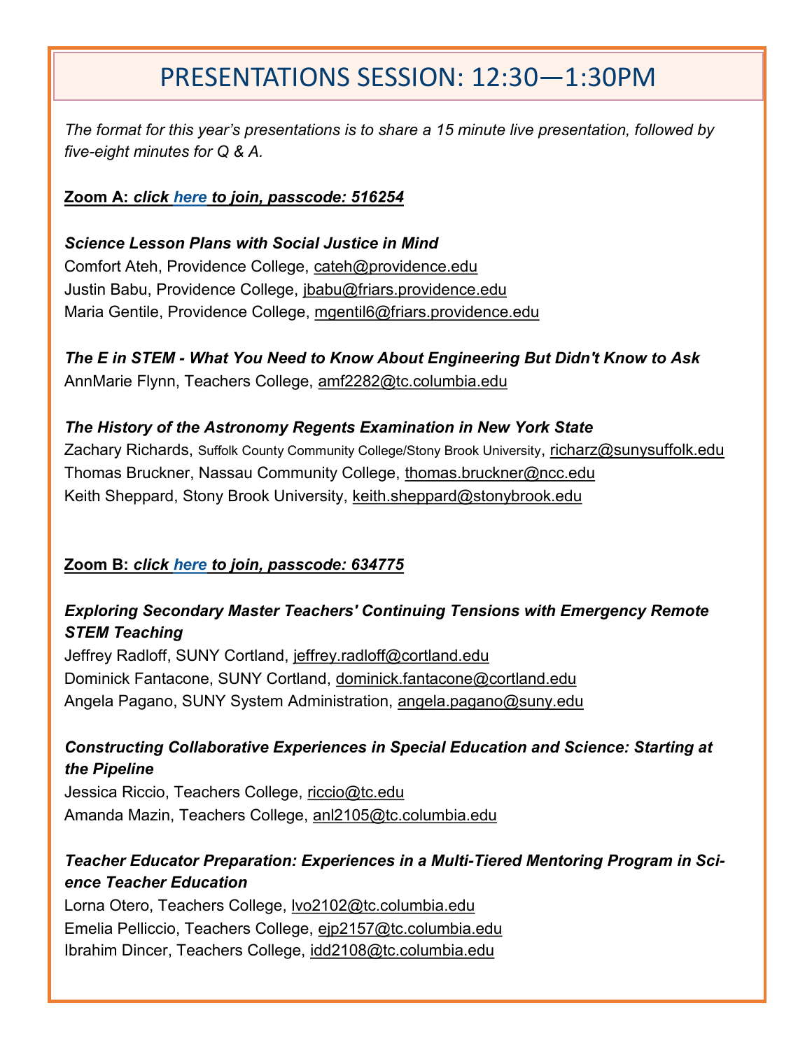# PRESENTATIONS SESSION: 12:30—1:30PM

*The format for this year's presentations is to share a 15 minute live presentation, followed by five-eight minutes for Q & A.*

**Zoom A: *click here to join, passcode: 516254***

***Science Lesson Plans with Social Justice in Mind***

Comfort Ateh, Providence College, cateh@providence.edu
Justin Babu, Providence College, jbabu@friars.providence.edu
Maria Gentile, Providence College, mgentil6@friars.providence.edu

***The E in STEM - What You Need to Know About Engineering But Didn't Know to Ask***

AnnMarie Flynn, Teachers College, amf2282@tc.columbia.edu

***The History of the Astronomy Regents Examination in New York State***

Zachary Richards, Suffolk County Community College/Stony Brook University, richarz@sunysuffolk.edu
Thomas Bruckner, Nassau Community College, thomas.bruckner@ncc.edu
Keith Sheppard, Stony Brook University, keith.sheppard@stonybrook.edu

**Zoom B: *click here to join, passcode: 634775***

***Exploring Secondary Master Teachers' Continuing Tensions with Emergency Remote STEM Teaching***

Jeffrey Radloff, SUNY Cortland, jeffrey.radloff@cortland.edu
Dominick Fantacone, SUNY Cortland, dominick.fantacone@cortland.edu
Angela Pagano, SUNY System Administration, angela.pagano@suny.edu

***Constructing Collaborative Experiences in Special Education and Science: Starting at the Pipeline***

Jessica Riccio, Teachers College, riccio@tc.edu
Amanda Mazin, Teachers College, anl2105@tc.columbia.edu

***Teacher Educator Preparation: Experiences in a Multi-Tiered Mentoring Program in Science Teacher Education***

Lorna Otero, Teachers College, lvo2102@tc.columbia.edu
Emelia Pelliccio, Teachers College, ejp2157@tc.columbia.edu
Ibrahim Dincer, Teachers College, idd2108@tc.columbia.edu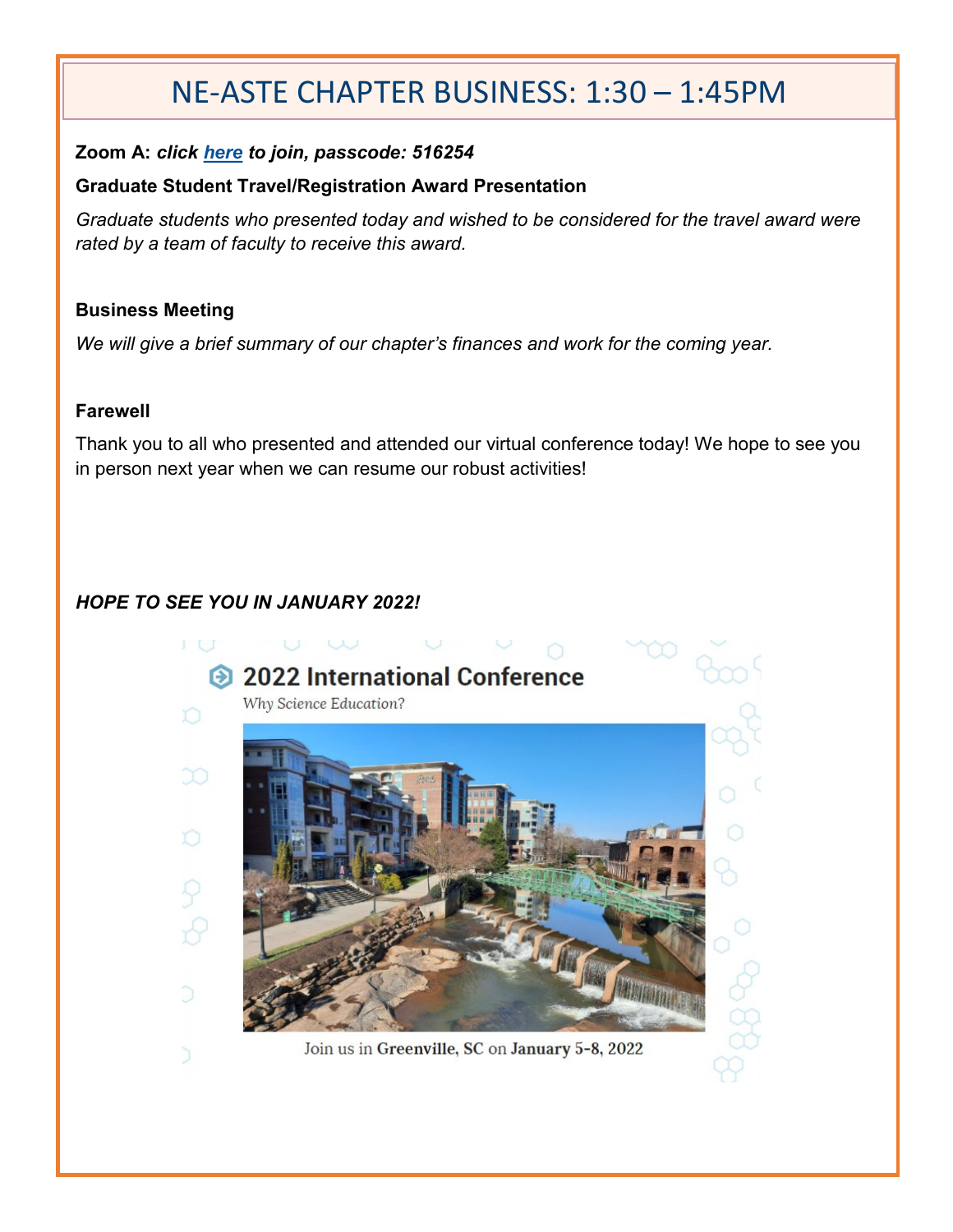# NE-ASTE CHAPTER BUSINESS: 1:30 – 1:45PM

**Zoom A:** ***click here to join, passcode: 516254***

**Graduate Student Travel/Registration Award Presentation**

*Graduate students who presented today and wished to be considered for the travel award were rated by a team of faculty to receive this award.*

**Business Meeting**

*We will give a brief summary of our chapter's finances and work for the coming year.*

**Farewell**

Thank you to all who presented and attended our virtual conference today! We hope to see you in person next year when we can resume our robust activities!

***HOPE TO SEE YOU IN JANUARY 2022!***

2022 International Conference

Why Science Education?

Join us in **Greenville, SC** on **January 5-8, 2022**